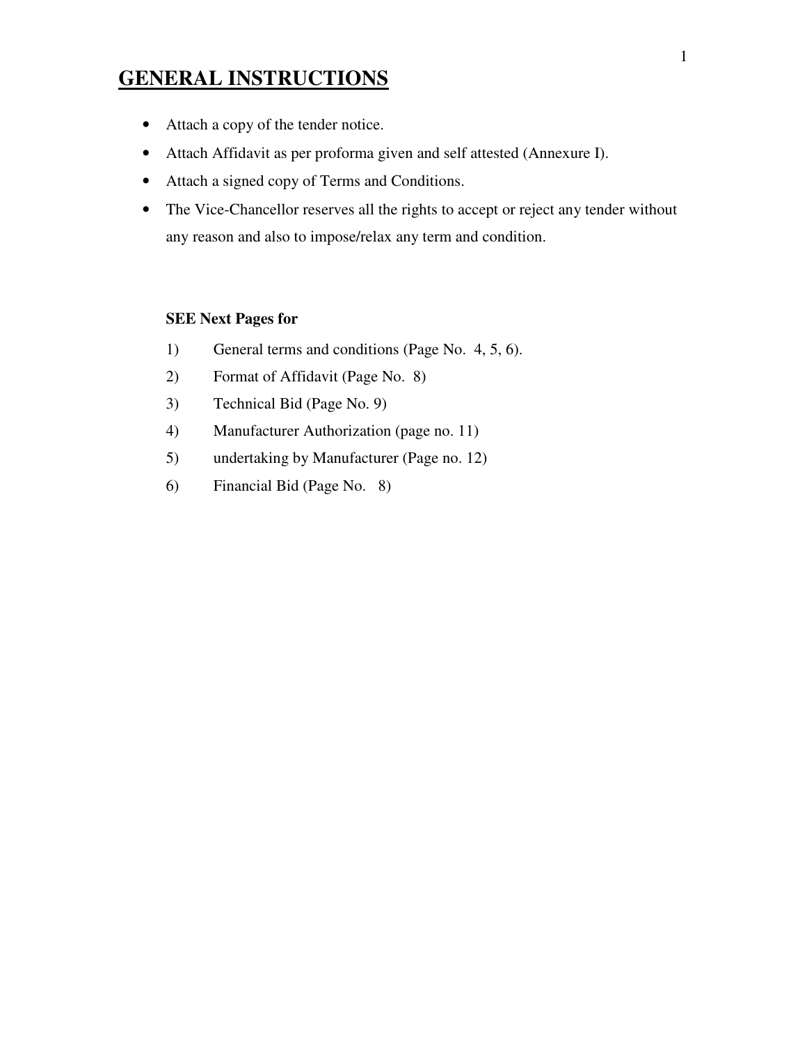# GENERAL INSTRUCTIONS

- Attach a copy of the tender notice.
- Attach Affidavit as per proforma given and self attested (Annexure I).
- Attach a signed copy of Terms and Conditions.
- The Vice-Chancellor reserves all the rights to accept or reject any tender without any reason and also to impose/relax any term and condition.

**SEE Next Pages for**

1) General terms and conditions (Page No. 4, 5, 6).
2) Format of Affidavit (Page No. 8)
3) Technical Bid (Page No. 9)
4) Manufacturer Authorization (page no. 11)
5) undertaking by Manufacturer (Page no. 12)
6) Financial Bid (Page No. 8)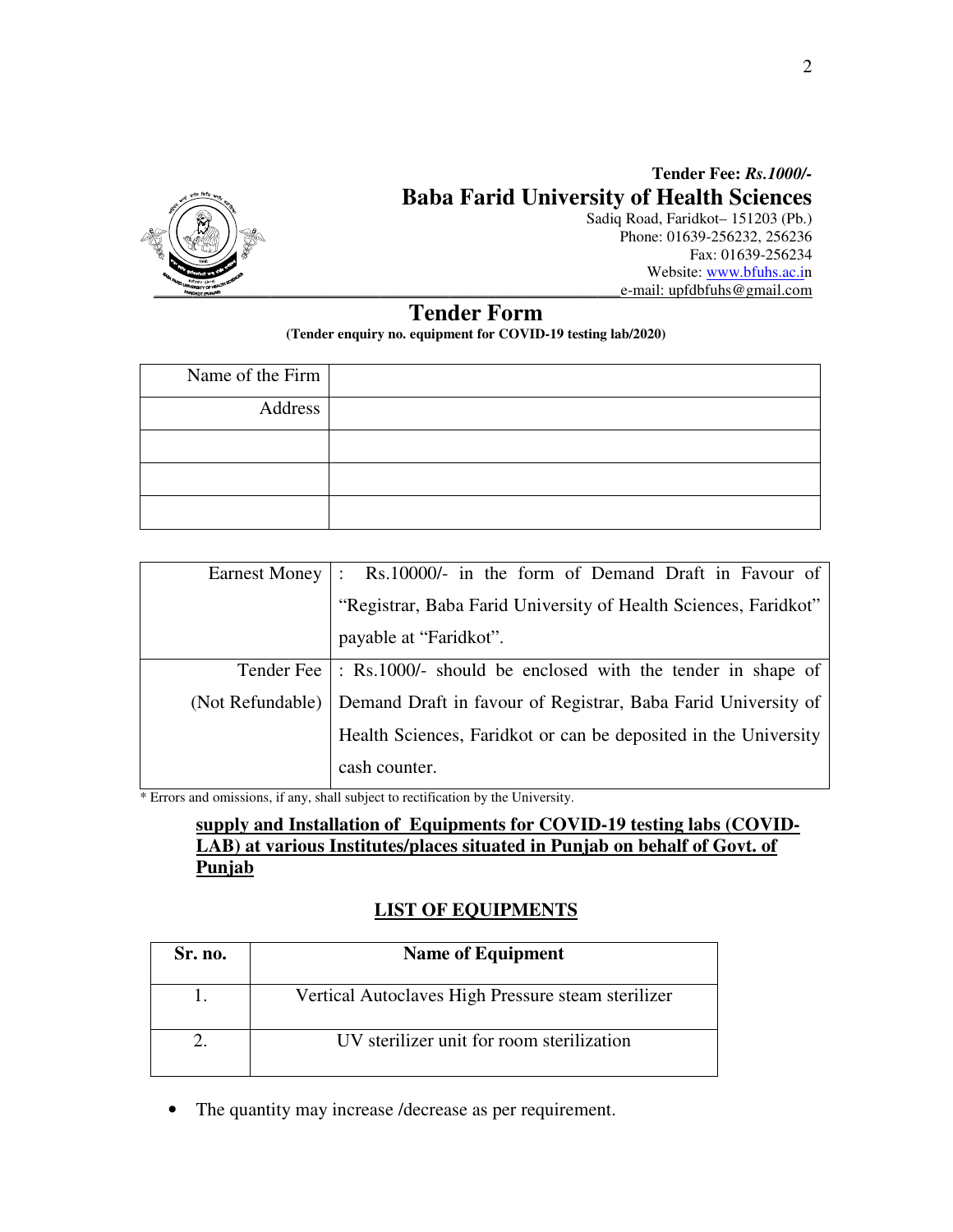**Tender Fee: *Rs.1000/-***

# Baba Farid University of Health Sciences

Sadiq Road, Faridkot– 151203 (Pb.)
Phone: 01639-256232, 256236
Fax: 01639-256234
Website: www.bfuhs.ac.in
e-mail: upfdbfuhs@gmail.com

## Tender Form

**(Tender enquiry no. equipment for COVID-19 testing lab/2020)**

| Name of the Firm | |
|---|---|
| Address | |
| | |
| | |
| | |

| Earnest Money | : Rs.10000/- in the form of Demand Draft in Favour of "Registrar, Baba Farid University of Health Sciences, Faridkot" payable at "Faridkot". |
|---|---|
| Tender Fee (Not Refundable) | : Rs.1000/- should be enclosed with the tender in shape of Demand Draft in favour of Registrar, Baba Farid University of Health Sciences, Faridkot or can be deposited in the University cash counter. |

* Errors and omissions, if any, shall subject to rectification by the University.

**supply and Installation of Equipments for COVID-19 testing labs (COVID-LAB) at various Institutes/places situated in Punjab on behalf of Govt. of Punjab**

### LIST OF EQUIPMENTS

| Sr. no. | Name of Equipment |
|---|---|
| 1. | Vertical Autoclaves High Pressure steam sterilizer |
| 2. | UV sterilizer unit for room sterilization |

- The quantity may increase /decrease as per requirement.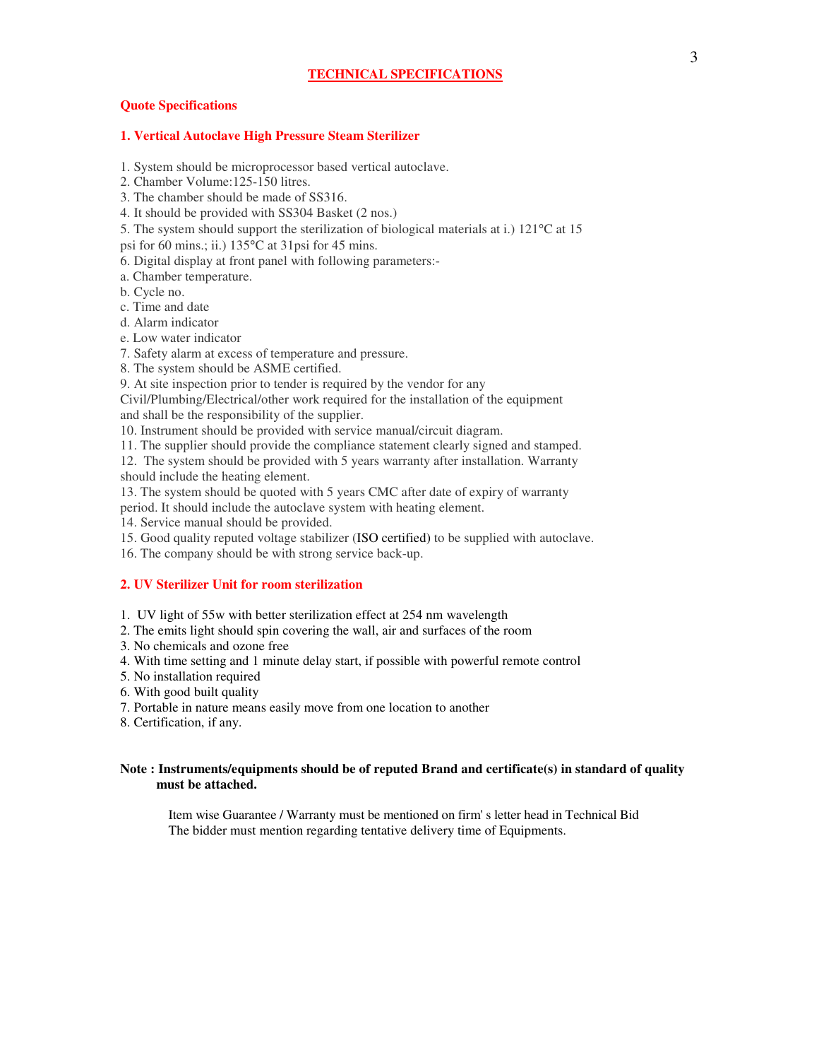## TECHNICAL SPECIFICATIONS

**Quote Specifications**

### 1. Vertical Autoclave High Pressure Steam Sterilizer

1. System should be microprocessor based vertical autoclave.
2. Chamber Volume:125-150 litres.
3. The chamber should be made of SS316.
4. It should be provided with SS304 Basket (2 nos.)
5. The system should support the sterilization of biological materials at i.) 121°C at 15 psi for 60 mins.; ii.) 135°C at 31psi for 45 mins.
6. Digital display at front panel with following parameters:-
   a. Chamber temperature.
   b. Cycle no.
   c. Time and date
   d. Alarm indicator
   e. Low water indicator
7. Safety alarm at excess of temperature and pressure.
8. The system should be ASME certified.
9. At site inspection prior to tender is required by the vendor for any Civil/Plumbing/Electrical/other work required for the installation of the equipment and shall be the responsibility of the supplier.
10. Instrument should be provided with service manual/circuit diagram.
11. The supplier should provide the compliance statement clearly signed and stamped.
12. The system should be provided with 5 years warranty after installation. Warranty should include the heating element.
13. The system should be quoted with 5 years CMC after date of expiry of warranty period. It should include the autoclave system with heating element.
14. Service manual should be provided.
15. Good quality reputed voltage stabilizer (ISO certified) to be supplied with autoclave.
16. The company should be with strong service back-up.

### 2. UV Sterilizer Unit for room sterilization

1. UV light of 55w with better sterilization effect at 254 nm wavelength
2. The emits light should spin covering the wall, air and surfaces of the room
3. No chemicals and ozone free
4. With time setting and 1 minute delay start, if possible with powerful remote control
5. No installation required
6. With good built quality
7. Portable in nature means easily move from one location to another
8. Certification, if any.

**Note : Instruments/equipments should be of reputed Brand and certificate(s) in standard of quality must be attached.**

Item wise Guarantee / Warranty must be mentioned on firm' s letter head in Technical Bid
The bidder must mention regarding tentative delivery time of Equipments.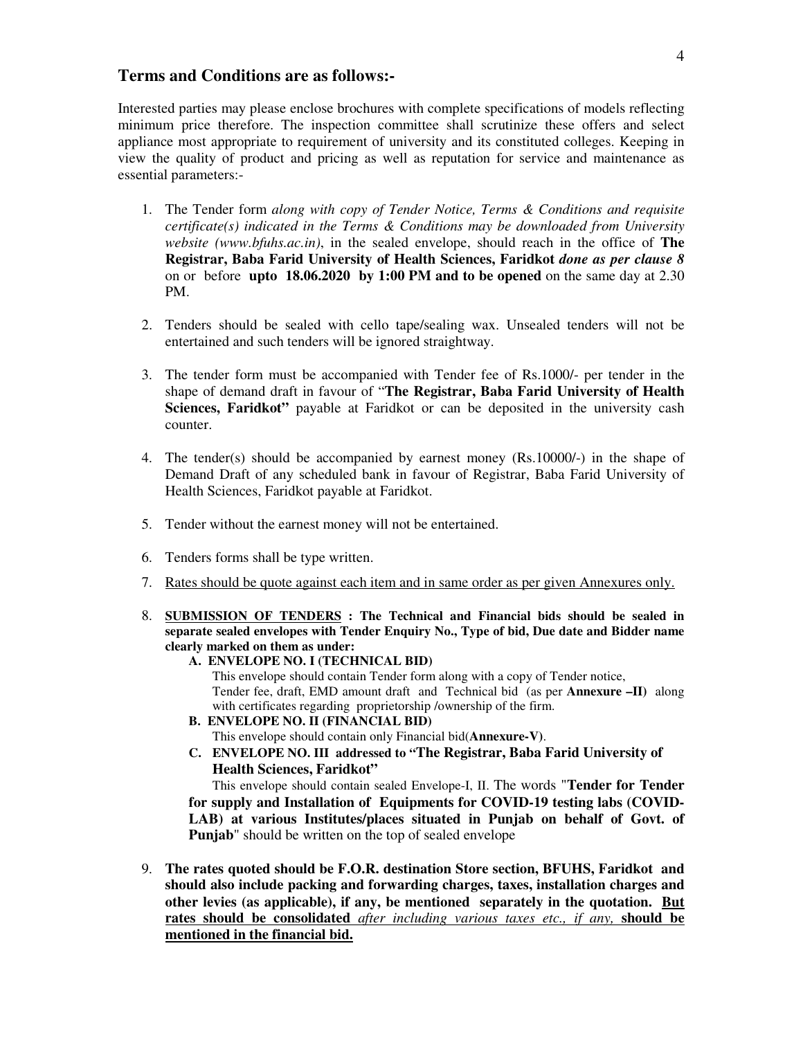## Terms and Conditions are as follows:-

Interested parties may please enclose brochures with complete specifications of models reflecting minimum price therefore. The inspection committee shall scrutinize these offers and select appliance most appropriate to requirement of university and its constituted colleges. Keeping in view the quality of product and pricing as well as reputation for service and maintenance as essential parameters:-

1. The Tender form *along with copy of Tender Notice, Terms & Conditions and requisite certificate(s) indicated in the Terms & Conditions may be downloaded from University website (www.bfuhs.ac.in)*, in the sealed envelope, should reach in the office of **The Registrar, Baba Farid University of Health Sciences, Faridkot** ***done as per clause 8*** on or before **upto 18.06.2020 by 1:00 PM and to be opened** on the same day at 2.30 PM.

2. Tenders should be sealed with cello tape/sealing wax. Unsealed tenders will not be entertained and such tenders will be ignored straightway.

3. The tender form must be accompanied with Tender fee of Rs.1000/- per tender in the shape of demand draft in favour of "**The Registrar, Baba Farid University of Health Sciences, Faridkot"** payable at Faridkot or can be deposited in the university cash counter.

4. The tender(s) should be accompanied by earnest money (Rs.10000/-) in the shape of Demand Draft of any scheduled bank in favour of Registrar, Baba Farid University of Health Sciences, Faridkot payable at Faridkot.

5. Tender without the earnest money will not be entertained.

6. Tenders forms shall be type written.

7. <u>Rates should be quote against each item and in same order as per given Annexures only.</u>

8. **<u>SUBMISSION OF TENDERS</u> : The Technical and Financial bids should be sealed in separate sealed envelopes with Tender Enquiry No., Type of bid, Due date and Bidder name clearly marked on them as under:**
   - **A. ENVELOPE NO. I (TECHNICAL BID)**
     This envelope should contain Tender form along with a copy of Tender notice, Tender fee, draft, EMD amount draft and Technical bid (as per **Annexure –II**) along with certificates regarding proprietorship /ownership of the firm.
   - **B. ENVELOPE NO. II (FINANCIAL BID)**
     This envelope should contain only Financial bid(**Annexure-V**).
   - **C. ENVELOPE NO. III addressed to "The Registrar, Baba Farid University of Health Sciences, Faridkot"**
     This envelope should contain sealed Envelope-I, II. The words "**Tender for Tender for supply and Installation of Equipments for COVID-19 testing labs (COVID-LAB) at various Institutes/places situated in Punjab on behalf of Govt. of Punjab**" should be written on the top of sealed envelope

9. **The rates quoted should be F.O.R. destination Store section, BFUHS, Faridkot and should also include packing and forwarding charges, taxes, installation charges and other levies (as applicable), if any, be mentioned separately in the quotation. <u>But rates should be consolidated</u> *<u>after including various taxes etc., if any,</u>* <u>should be mentioned in the financial bid.</u>**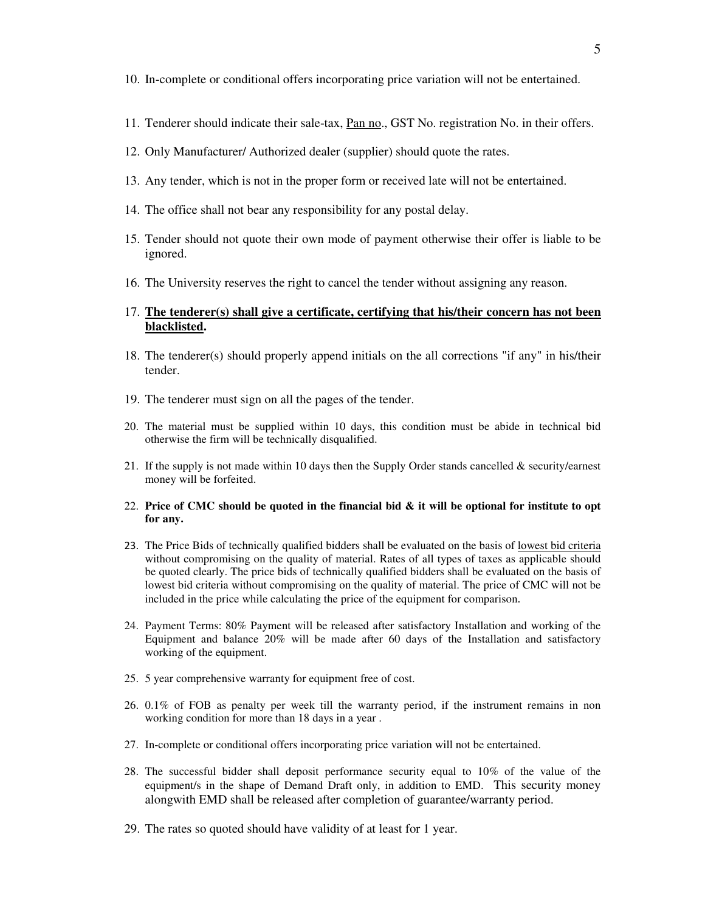10. In-complete or conditional offers incorporating price variation will not be entertained.

11. Tenderer should indicate their sale-tax, Pan no., GST No. registration No. in their offers.

12. Only Manufacturer/ Authorized dealer (supplier) should quote the rates.

13. Any tender, which is not in the proper form or received late will not be entertained.

14. The office shall not bear any responsibility for any postal delay.

15. Tender should not quote their own mode of payment otherwise their offer is liable to be ignored.

16. The University reserves the right to cancel the tender without assigning any reason.

17. **The tenderer(s) shall give a certificate, certifying that his/their concern has not been blacklisted.**

18. The tenderer(s) should properly append initials on the all corrections "if any" in his/their tender.

19. The tenderer must sign on all the pages of the tender.

20. The material must be supplied within 10 days, this condition must be abide in technical bid otherwise the firm will be technically disqualified.

21. If the supply is not made within 10 days then the Supply Order stands cancelled & security/earnest money will be forfeited.

22. **Price of CMC should be quoted in the financial bid & it will be optional for institute to opt for any.**

23. The Price Bids of technically qualified bidders shall be evaluated on the basis of lowest bid criteria without compromising on the quality of material. Rates of all types of taxes as applicable should be quoted clearly. The price bids of technically qualified bidders shall be evaluated on the basis of lowest bid criteria without compromising on the quality of material. The price of CMC will not be included in the price while calculating the price of the equipment for comparison.

24. Payment Terms: 80% Payment will be released after satisfactory Installation and working of the Equipment and balance 20% will be made after 60 days of the Installation and satisfactory working of the equipment.

25. 5 year comprehensive warranty for equipment free of cost.

26. 0.1% of FOB as penalty per week till the warranty period, if the instrument remains in non working condition for more than 18 days in a year .

27. In-complete or conditional offers incorporating price variation will not be entertained.

28. The successful bidder shall deposit performance security equal to 10% of the value of the equipment/s in the shape of Demand Draft only, in addition to EMD. This security money alongwith EMD shall be released after completion of guarantee/warranty period.

29. The rates so quoted should have validity of at least for 1 year.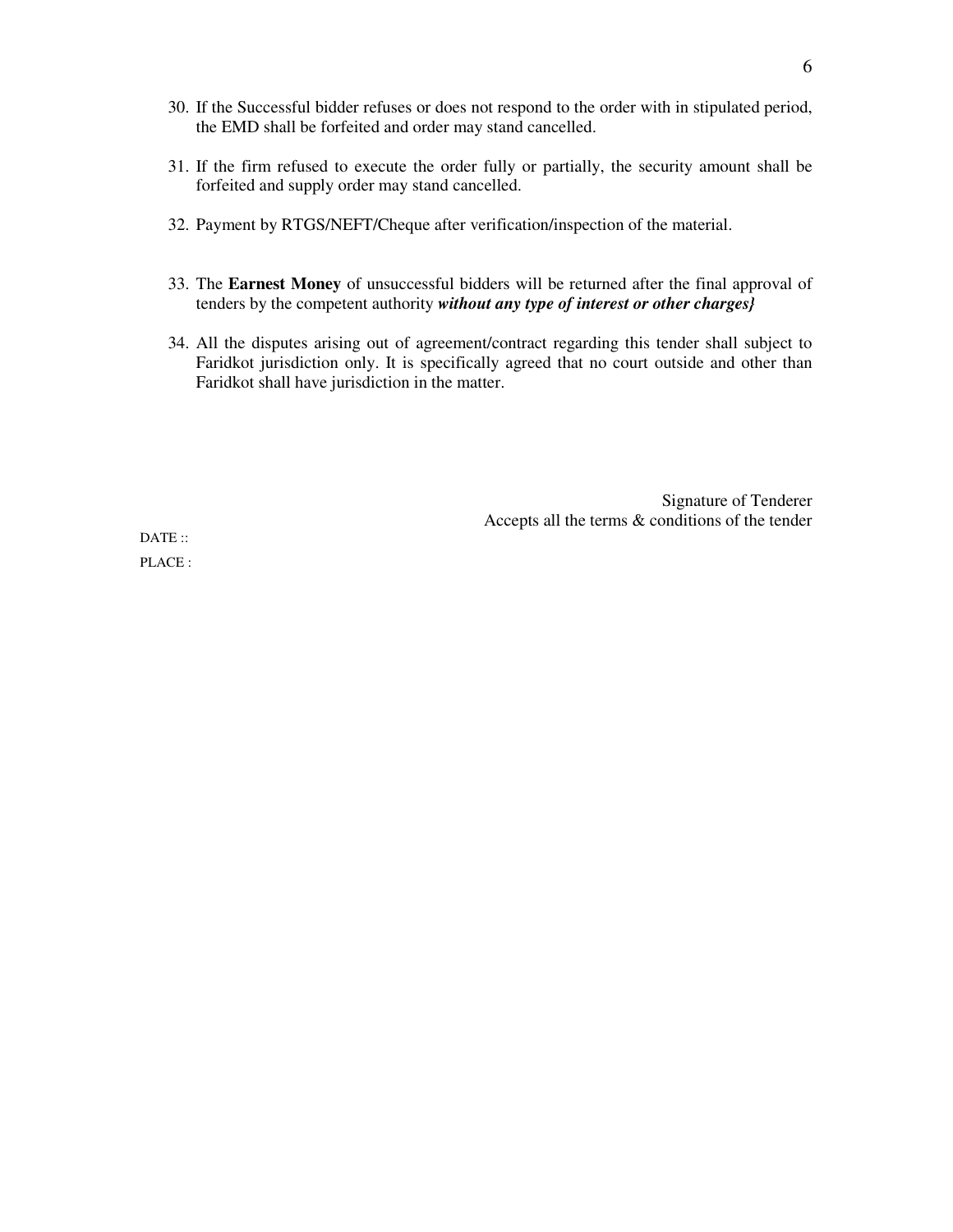30. If the Successful bidder refuses or does not respond to the order with in stipulated period, the EMD shall be forfeited and order may stand cancelled.

31. If the firm refused to execute the order fully or partially, the security amount shall be forfeited and supply order may stand cancelled.

32. Payment by RTGS/NEFT/Cheque after verification/inspection of the material.

33. The **Earnest Money** of unsuccessful bidders will be returned after the final approval of tenders by the competent authority ***without any type of interest or other charges}***

34. All the disputes arising out of agreement/contract regarding this tender shall subject to Faridkot jurisdiction only. It is specifically agreed that no court outside and other than Faridkot shall have jurisdiction in the matter.

Signature of Tenderer
Accepts all the terms & conditions of the tender

DATE ::

PLACE :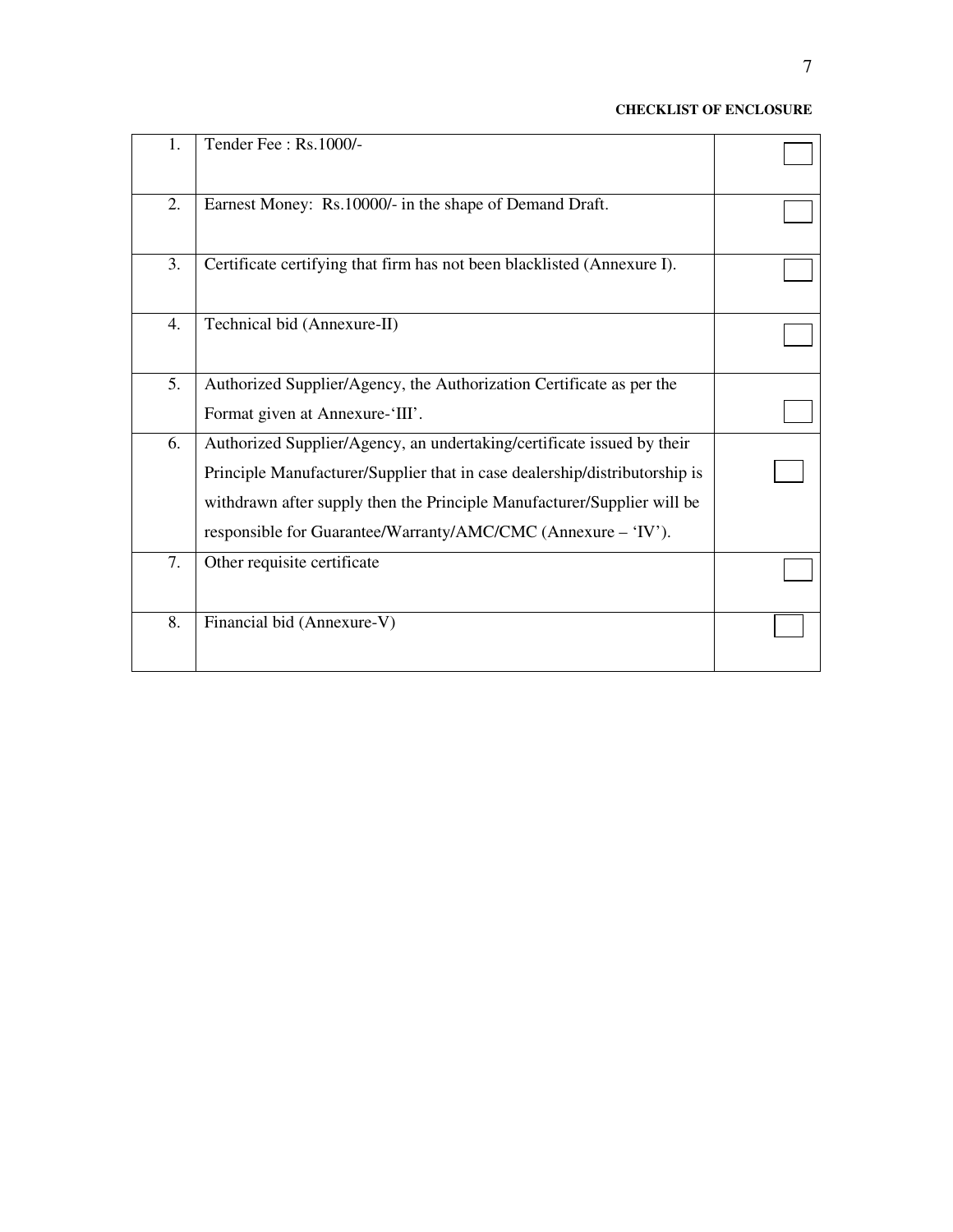**CHECKLIST OF ENCLOSURE**

| | | |
|---|---|---|
| 1. | Tender Fee : Rs.1000/- | ☐ |
| 2. | Earnest Money: Rs.10000/- in the shape of Demand Draft. | ☐ |
| 3. | Certificate certifying that firm has not been blacklisted (Annexure I). | ☐ |
| 4. | Technical bid (Annexure-II) | ☐ |
| 5. | Authorized Supplier/Agency, the Authorization Certificate as per the Format given at Annexure-'III'. | ☐ |
| 6. | Authorized Supplier/Agency, an undertaking/certificate issued by their Principle Manufacturer/Supplier that in case dealership/distributorship is withdrawn after supply then the Principle Manufacturer/Supplier will be responsible for Guarantee/Warranty/AMC/CMC (Annexure – 'IV'). | ☐ |
| 7. | Other requisite certificate | ☐ |
| 8. | Financial bid (Annexure-V) | ☐ |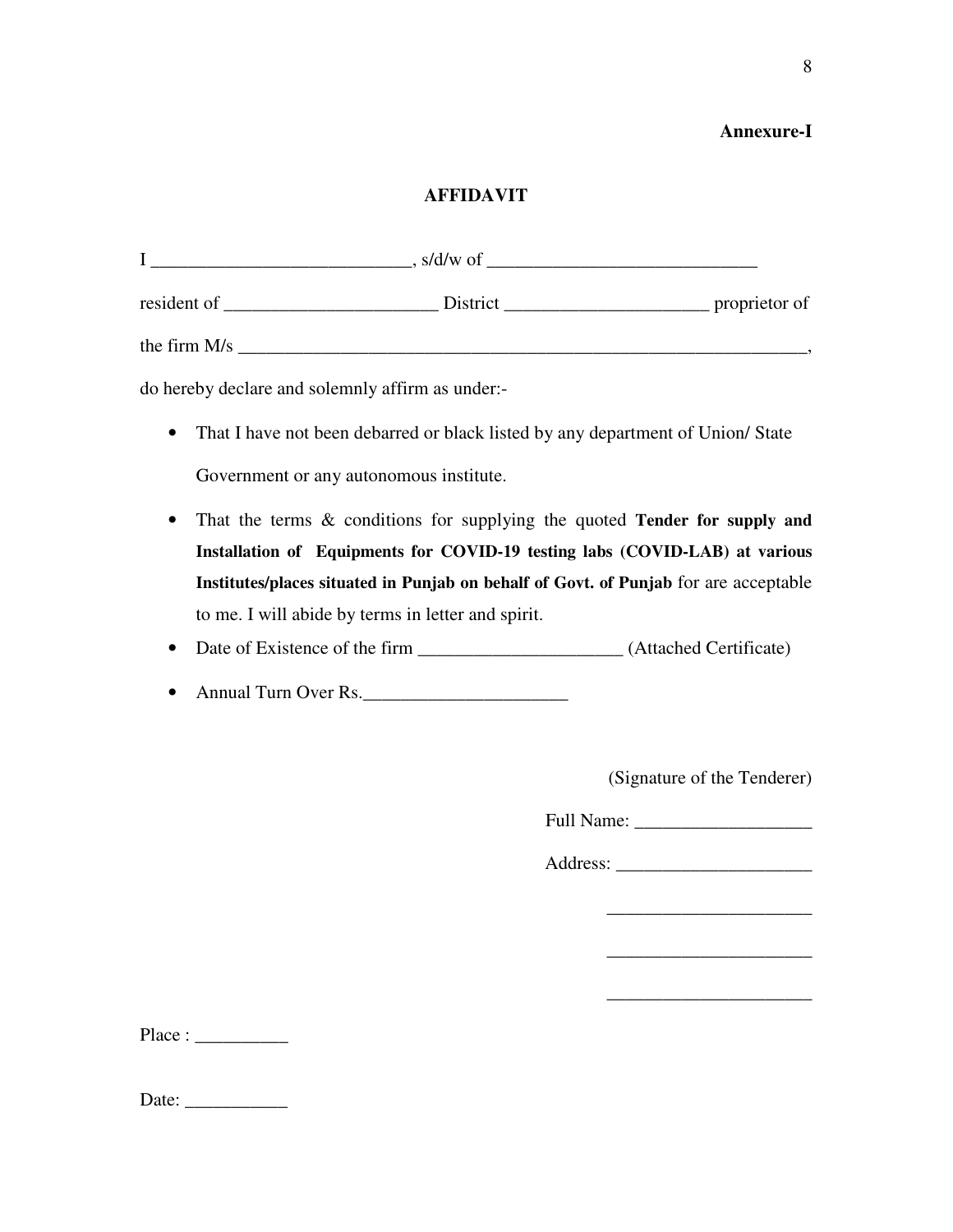**Annexure-I**

## AFFIDAVIT

I ____________________________, s/d/w of ______________________________

resident of _______________________ District ______________________ proprietor of

the firm M/s ______________________________________________________________,

do hereby declare and solemnly affirm as under:-

- That I have not been debarred or black listed by any department of Union/ State Government or any autonomous institute.
- That the terms & conditions for supplying the quoted **Tender for supply and Installation of Equipments for COVID-19 testing labs (COVID-LAB) at various Institutes/places situated in Punjab on behalf of Govt. of Punjab** for are acceptable to me. I will abide by terms in letter and spirit.
- Date of Existence of the firm ______________________ (Attached Certificate)
- Annual Turn Over Rs.______________________

(Signature of the Tenderer)

Full Name: ___________________

Address: ______________________

______________________

______________________

______________________

Place : __________

Date: ___________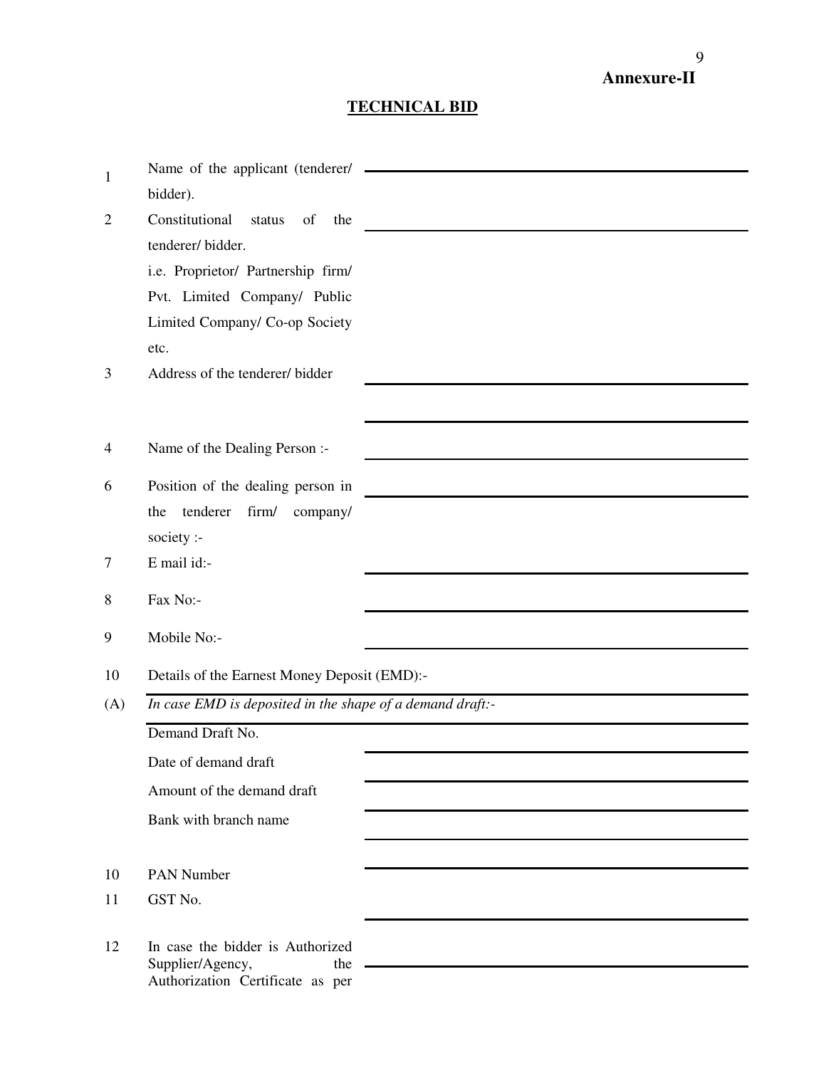**Annexure-II**

## TECHNICAL BID

| | | |
|---|---|---|
| 1 | Name of the applicant (tenderer/ bidder). | ________________ |
| 2 | Constitutional status of the tenderer/ bidder. i.e. Proprietor/ Partnership firm/ Pvt. Limited Company/ Public Limited Company/ Co-op Society etc. | ________________ |
| 3 | Address of the tenderer/ bidder | ________________<br>________________ |
| 4 | Name of the Dealing Person :- | ________________ |
| 6 | Position of the dealing person in the tenderer firm/ company/ society :- | ________________ |
| 7 | E mail id:- | ________________ |
| 8 | Fax No:- | ________________ |
| 9 | Mobile No:- | ________________ |
| 10 | Details of the Earnest Money Deposit (EMD):- | |
| (A) | *In case EMD is deposited in the shape of a demand draft:-* | |
| | Demand Draft No. | ________________ |
| | Date of demand draft | ________________ |
| | Amount of the demand draft | ________________ |
| | Bank with branch name | ________________<br>________________ |
| 10 | PAN Number | ________________ |
| 11 | GST No. | ________________ |
| 12 | In case the bidder is Authorized Supplier/Agency, the Authorization Certificate as per | ________________ |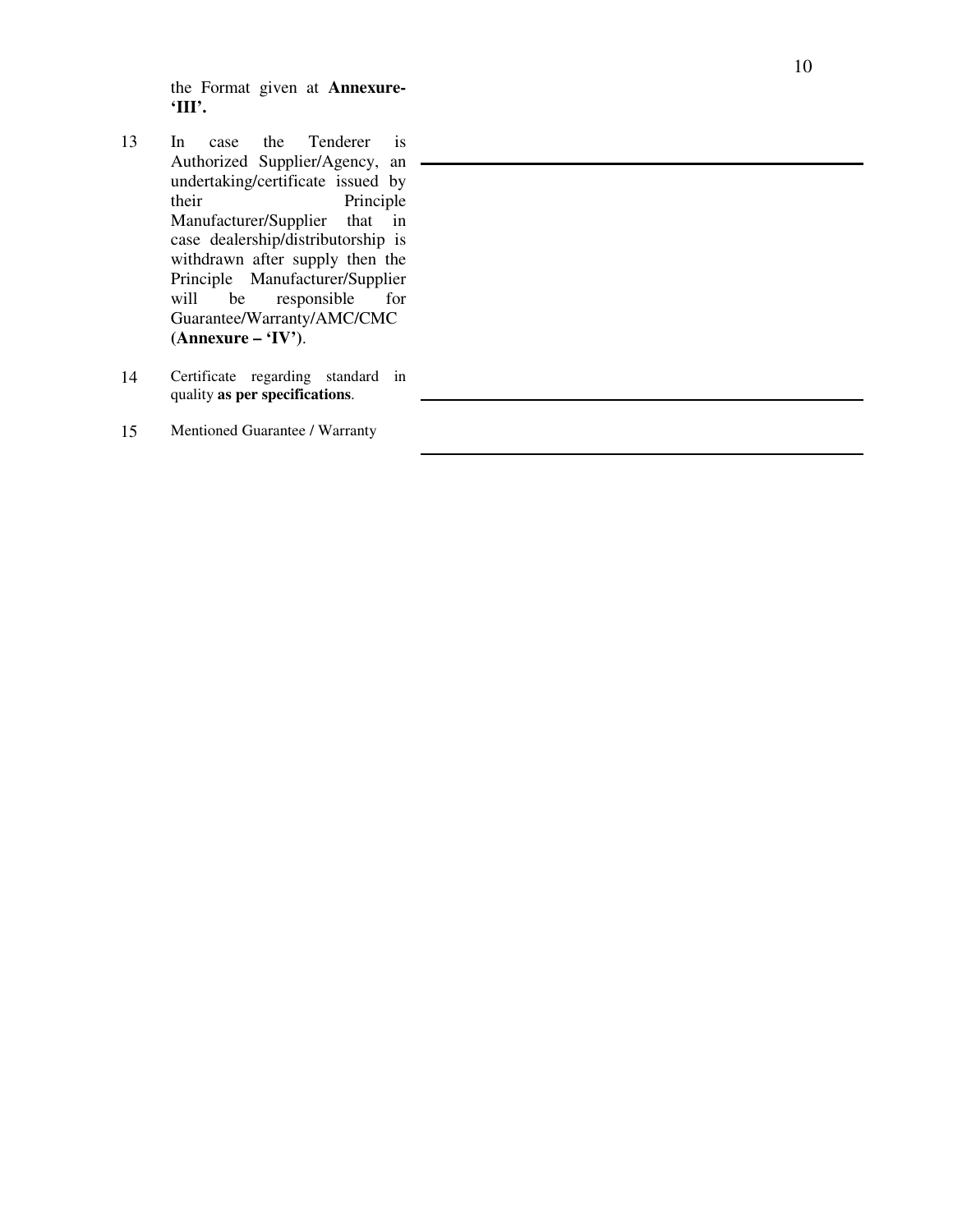| | | |
|---|---|---|
| | the Format given at **Annexure-'III'.** | |
| 13 | In case the Tenderer is Authorized Supplier/Agency, an undertaking/certificate issued by their Principle Manufacturer/Supplier that in case dealership/distributorship is withdrawn after supply then the Principle Manufacturer/Supplier will be responsible for Guarantee/Warranty/AMC/CMC **(Annexure – 'IV')**. | ______________________ |
| 14 | Certificate regarding standard in quality **as per specifications**. | ______________________ |
| 15 | Mentioned Guarantee / Warranty | ______________________ |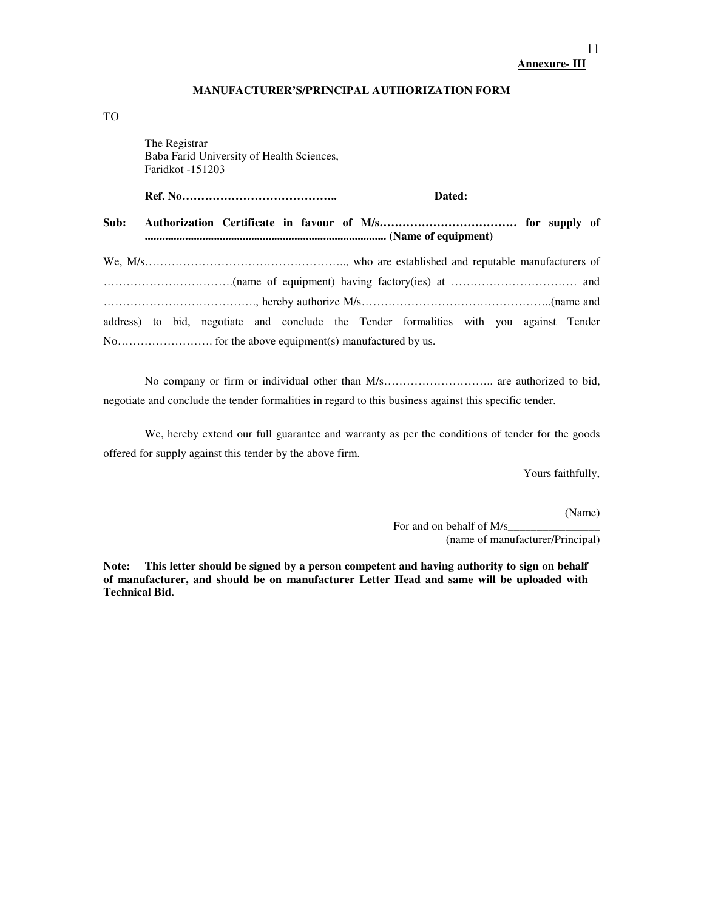**Annexure- III**

**MANUFACTURER'S/PRINCIPAL AUTHORIZATION FORM**

TO

The Registrar
Baba Farid University of Health Sciences,
Faridkot -151203

**Ref. No…………………………………..** **Dated:**

**Sub: Authorization Certificate in favour of M/s……………………………… for supply of ................................................................................... (Name of equipment)**

We, M/s…………………………………………….., who are established and reputable manufacturers of …………………………….(name of equipment) having factory(ies) at …………………………… and …………………………………., hereby authorize M/s…………………………………………..(name and address) to bid, negotiate and conclude the Tender formalities with you against Tender No……………………. for the above equipment(s) manufactured by us.

No company or firm or individual other than M/s……………………….. are authorized to bid, negotiate and conclude the tender formalities in regard to this business against this specific tender.

We, hereby extend our full guarantee and warranty as per the conditions of tender for the goods offered for supply against this tender by the above firm.

Yours faithfully,

(Name)
For and on behalf of M/s________________
(name of manufacturer/Principal)

**Note: This letter should be signed by a person competent and having authority to sign on behalf of manufacturer, and should be on manufacturer Letter Head and same will be uploaded with Technical Bid.**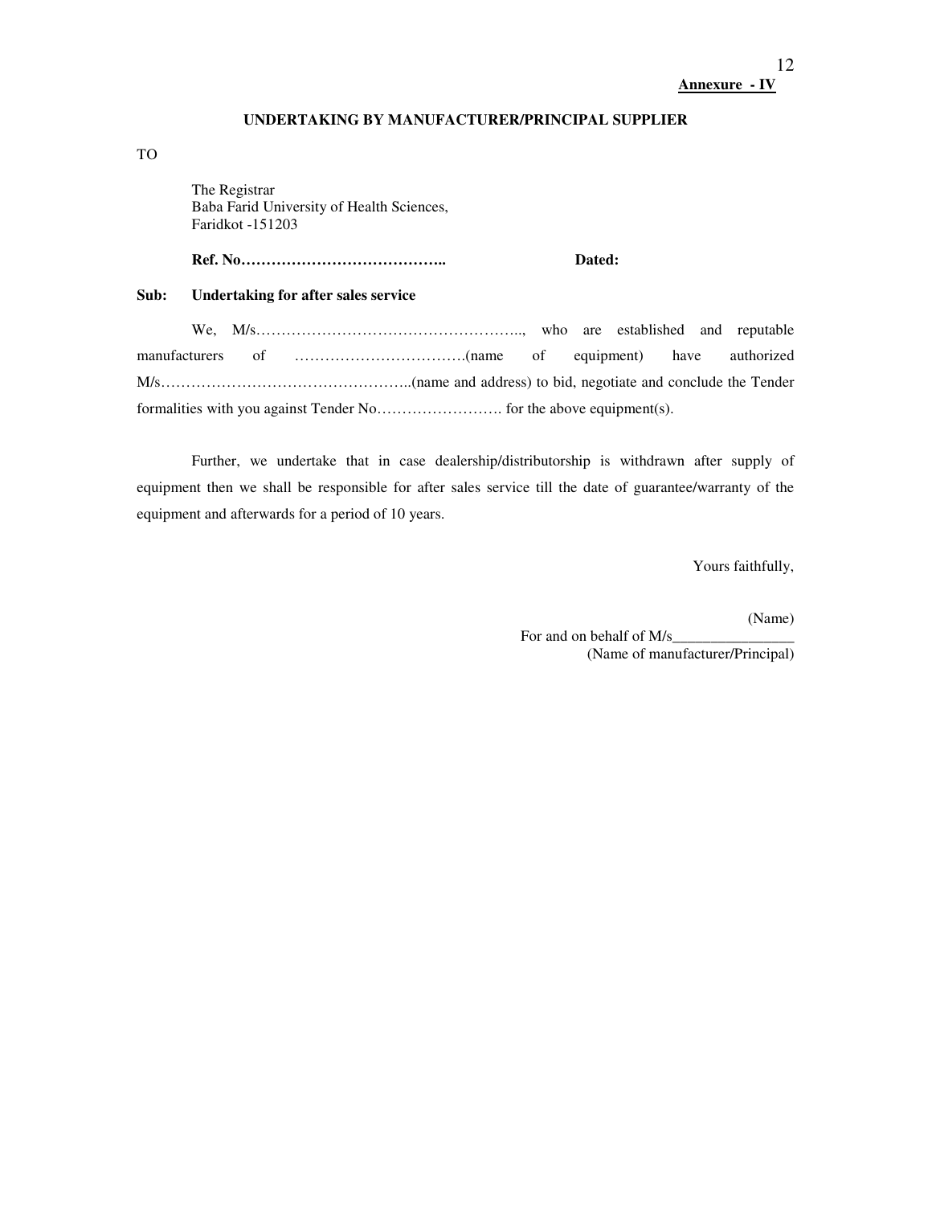**Annexure - IV**

**UNDERTAKING BY MANUFACTURER/PRINCIPAL SUPPLIER**

TO

The Registrar
Baba Farid University of Health Sciences,
Faridkot -151203

**Ref. No…………………………………..** **Dated:**

**Sub: Undertaking for after sales service**

We, M/s…………………………………………….., who are established and reputable manufacturers of …………………………….(name of equipment) have authorized M/s…………………………………………..(name and address) to bid, negotiate and conclude the Tender formalities with you against Tender No……………………. for the above equipment(s).

Further, we undertake that in case dealership/distributorship is withdrawn after supply of equipment then we shall be responsible for after sales service till the date of guarantee/warranty of the equipment and afterwards for a period of 10 years.

Yours faithfully,

(Name)
For and on behalf of M/s________________
(Name of manufacturer/Principal)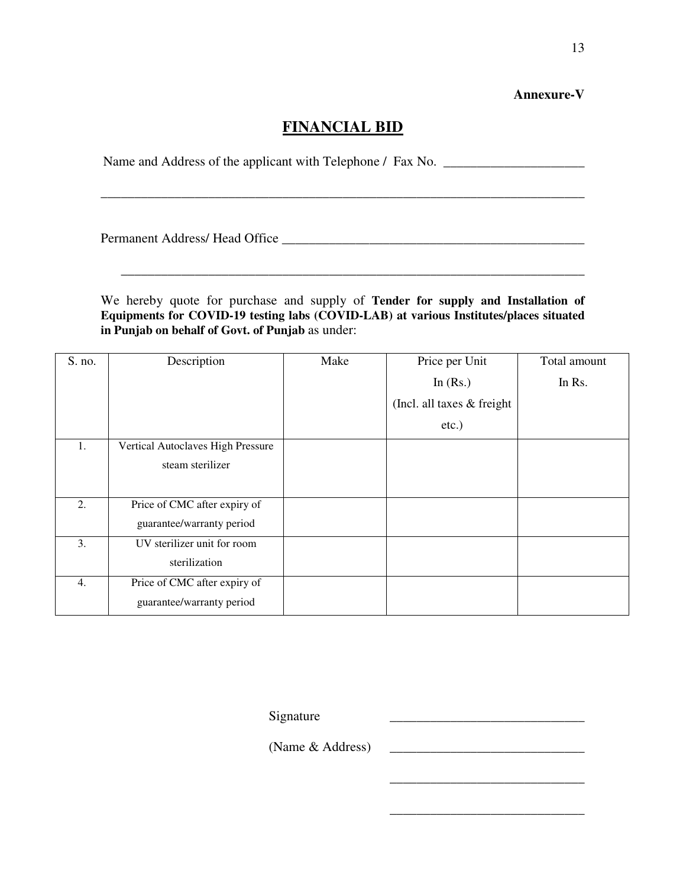**Annexure-V**

# FINANCIAL BID

Name and Address of the applicant with Telephone / Fax No. ____________________

___________________________________________________________________________

Permanent Address/ Head Office _____________________________________________

___________________________________________________________________________

We hereby quote for purchase and supply of **Tender for supply and Installation of Equipments for COVID-19 testing labs (COVID-LAB) at various Institutes/places situated in Punjab on behalf of Govt. of Punjab** as under:

| S. no. | Description | Make | Price per Unit In (Rs.) (Incl. all taxes & freight etc.) | Total amount In Rs. |
|---|---|---|---|---|
| 1. | Vertical Autoclaves High Pressure steam sterilizer | | | |
| 2. | Price of CMC after expiry of guarantee/warranty period | | | |
| 3. | UV sterilizer unit for room sterilization | | | |
| 4. | Price of CMC after expiry of guarantee/warranty period | | | |

Signature ____________________________

(Name & Address) ____________________________

____________________________

____________________________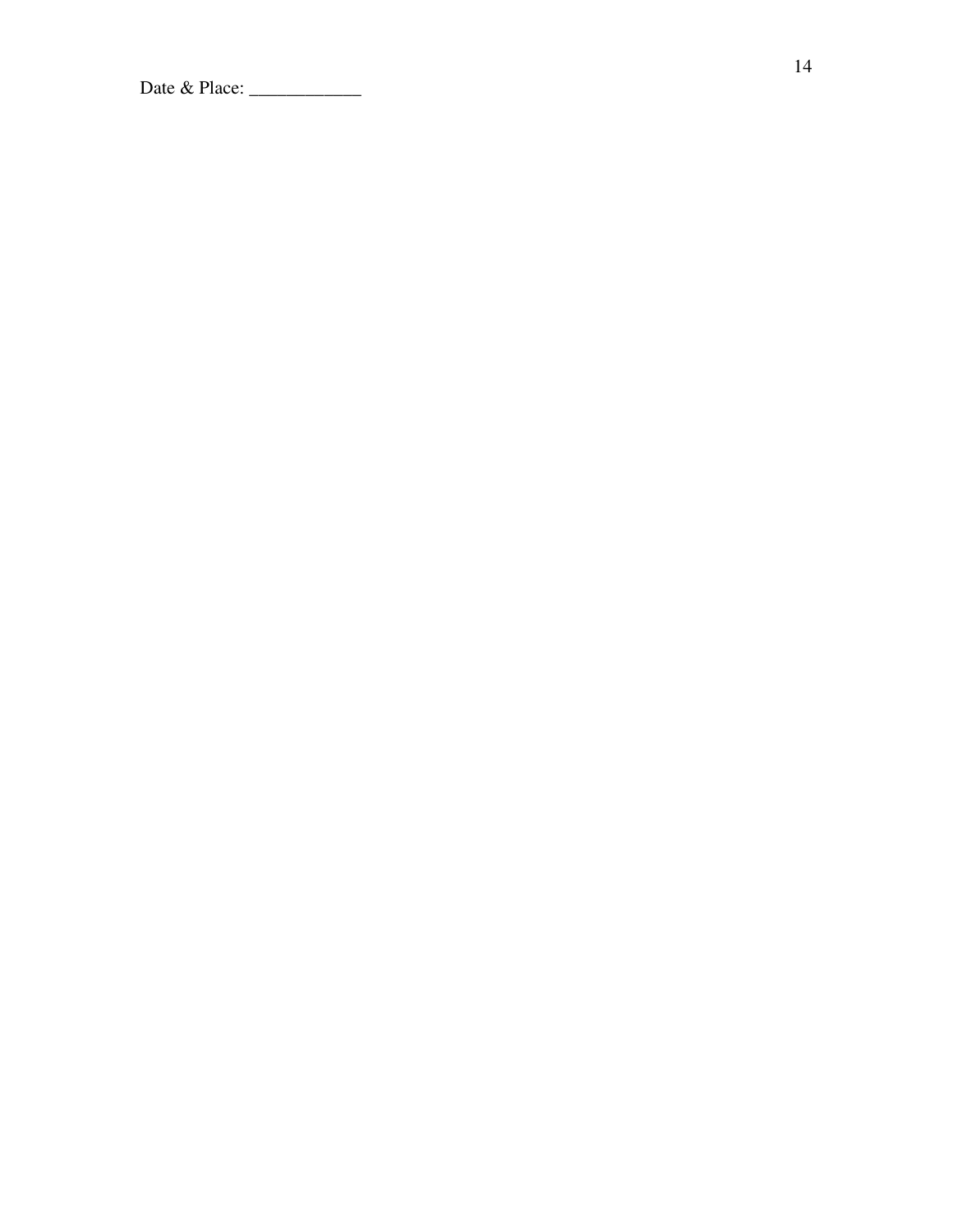Date & Place: ____________